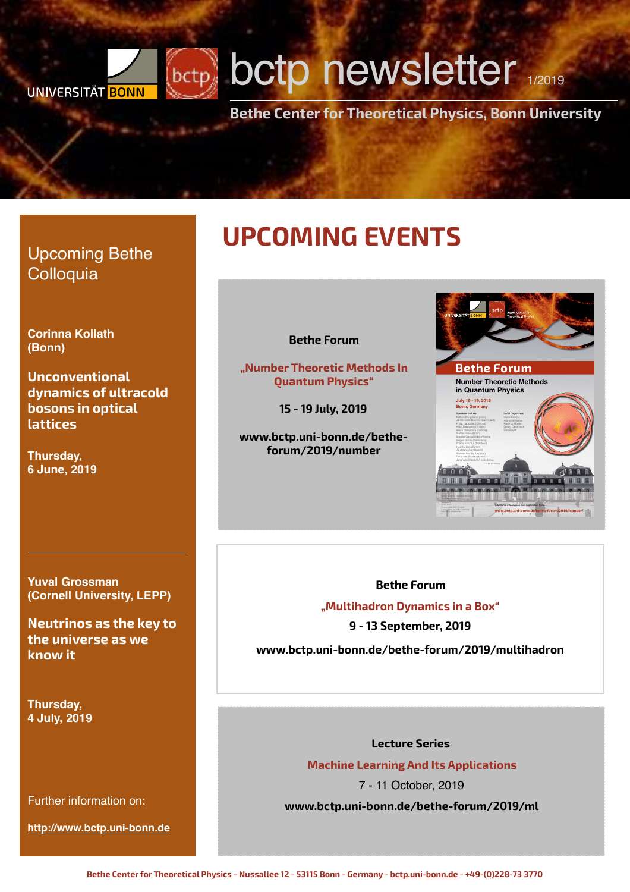# bctp newsletter 1/2019

**Bethe Center for Theoretical Physics, Bonn University**

## Upcoming Bethe Colloquia

**Corinna Kollath (Bonn)**

**Unconventional dynamics of ultracold bosons in optical lattices**

**Thursday, 6 June, 2019**

---

**Yuval Grossman (Cornell University, LEPP)**

**Neutrinos as the key to the universe as we know it**

**Thursday, 4 July, 2019**

Further information on:

**http://www.bctp.uni-bonn.de**

# UPCOMING EVENTS

**Bethe Forum**

**„Number Theoretic Methods In Quantum Physics“**

**15 - 19 July, 2019**

**www.bctp.uni-bonn.de/bethe-forum/2019/number**

---

**Bethe Forum**

**„Multihadron Dynamics in a Box“**

**9 - 13 September, 2019**

**www.bctp.uni-bonn.de/bethe-forum/2019/multihadron**

---

**Lecture Series**

**Machine Learning And Its Applications**

7 - 11 October, 2019

**www.bctp.uni-bonn.de/bethe-forum/2019/ml**

Bethe Center for Theoretical Physics - Nussallee 12 - 53115 Bonn - Germany - bctp.uni-bonn.de - +49-(0)228-73 3770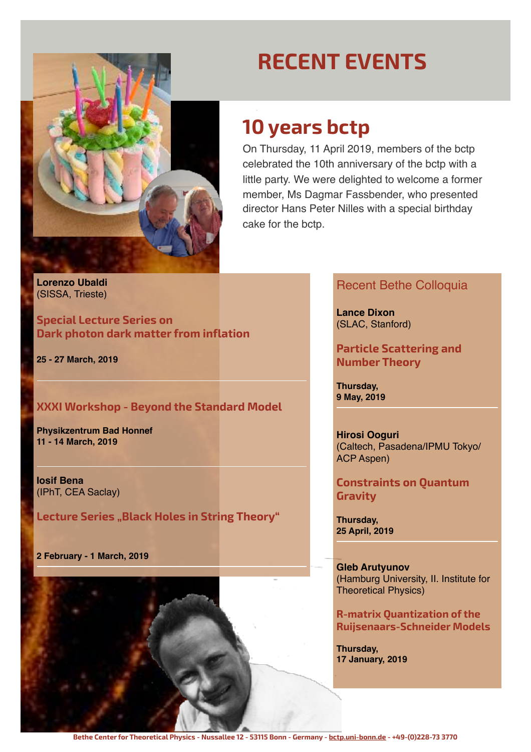# RECENT EVENTS

## 10 years bctp

On Thursday, 11 April 2019, members of the bctp celebrated the 10th anniversary of the bctp with a little party. We were delighted to welcome a former member, Ms Dagmar Fassbender, who presented director Hans Peter Nilles with a special birthday cake for the bctp.

**Lorenzo Ubaldi**
(SISSA, Trieste)

### Special Lecture Series on Dark photon dark matter from inflation

**25 - 27 March, 2019**

---

### XXXI Workshop - Beyond the Standard Model

**Physikzentrum Bad Honnef**
**11 - 14 March, 2019**

---

**Iosif Bena**
(IPhT, CEA Saclay)

### Lecture Series „Black Holes in String Theory“

**2 February - 1 March, 2019**

---

## Recent Bethe Colloquia

**Lance Dixon**
(SLAC, Stanford)

### Particle Scattering and Number Theory

**Thursday,**
**9 May, 2019**

---

**Hirosi Ooguri**
(Caltech, Pasadena/IPMU Tokyo/ ACP Aspen)

### Constraints on Quantum Gravity

**Thursday,**
**25 April, 2019**

---

**Gleb Arutyunov**
(Hamburg University, II. Institute for Theoretical Physics)

### R-matrix Quantization of the Ruijsenaars-Schneider Models

**Thursday,**
**17 January, 2019**

**Bethe Center for Theoretical Physics - Nussallee 12 - 53115 Bonn - Germany - bctp.uni-bonn.de - +49-(0)228-73 3770**